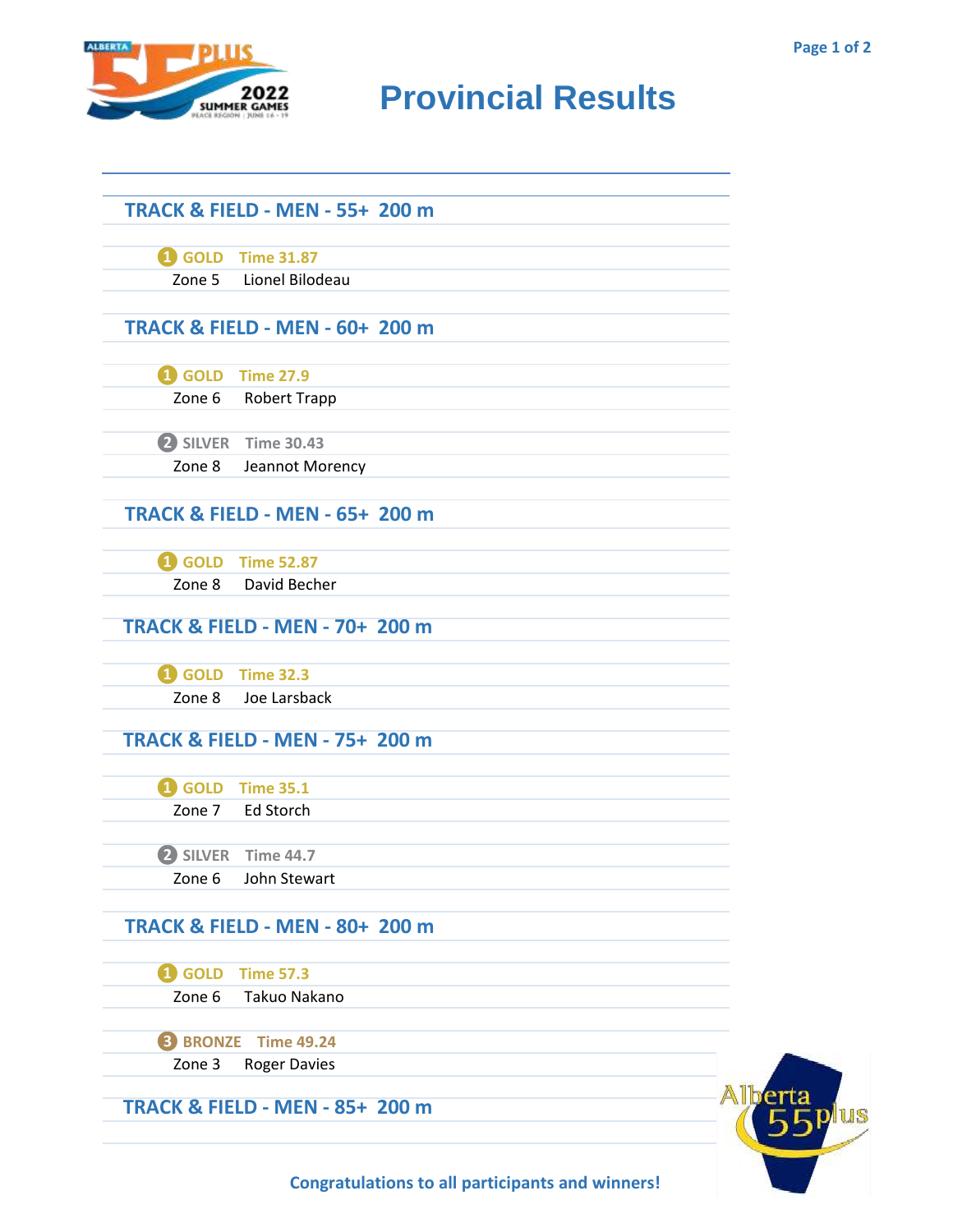# Provincial Results

## TRACK & FIELD - MEN - 55+ 200 m

**1 GOLD** Time 31.87
Zone 5 Lionel Bilodeau

## TRACK & FIELD - MEN - 60+ 200 m

**1 GOLD** Time 27.9
Zone 6 Robert Trapp

**2 SILVER** Time 30.43
Zone 8 Jeannot Morency

## TRACK & FIELD - MEN - 65+ 200 m

**1 GOLD** Time 52.87
Zone 8 David Becher

## TRACK & FIELD - MEN - 70+ 200 m

**1 GOLD** Time 32.3
Zone 8 Joe Larsback

## TRACK & FIELD - MEN - 75+ 200 m

**1 GOLD** Time 35.1
Zone 7 Ed Storch

**2 SILVER** Time 44.7
Zone 6 John Stewart

## TRACK & FIELD - MEN - 80+ 200 m

**1 GOLD** Time 57.3
Zone 6 Takuo Nakano

**3 BRONZE** Time 49.24
Zone 3 Roger Davies

## TRACK & FIELD - MEN - 85+ 200 m

Congratulations to all participants and winners!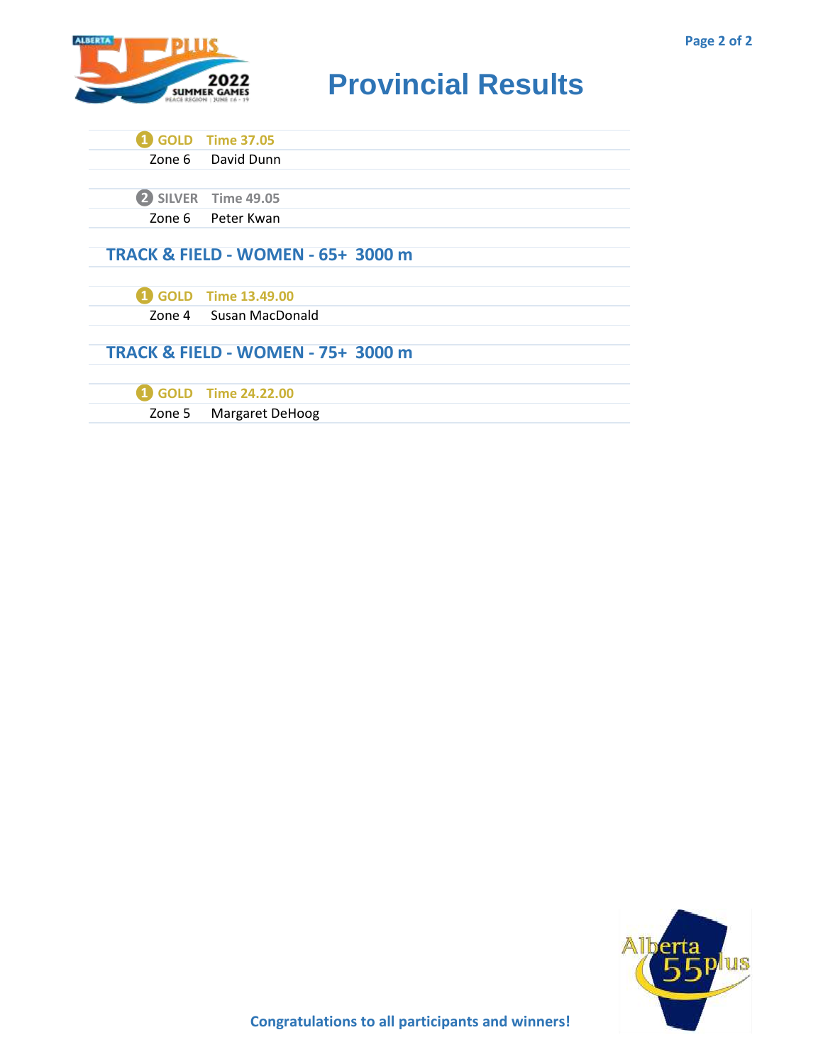# Provincial Results

| | |
|---|---|
| 1 GOLD | Time 37.05 |
| Zone 6 | David Dunn |
| 2 SILVER | Time 49.05 |
| Zone 6 | Peter Kwan |

## TRACK & FIELD - WOMEN - 65+ 3000 m

| | |
|---|---|
| 1 GOLD | Time 13.49.00 |
| Zone 4 | Susan MacDonald |

## TRACK & FIELD - WOMEN - 75+ 3000 m

| | |
|---|---|
| 1 GOLD | Time 24.22.00 |
| Zone 5 | Margaret DeHoog |

**Congratulations to all participants and winners!**